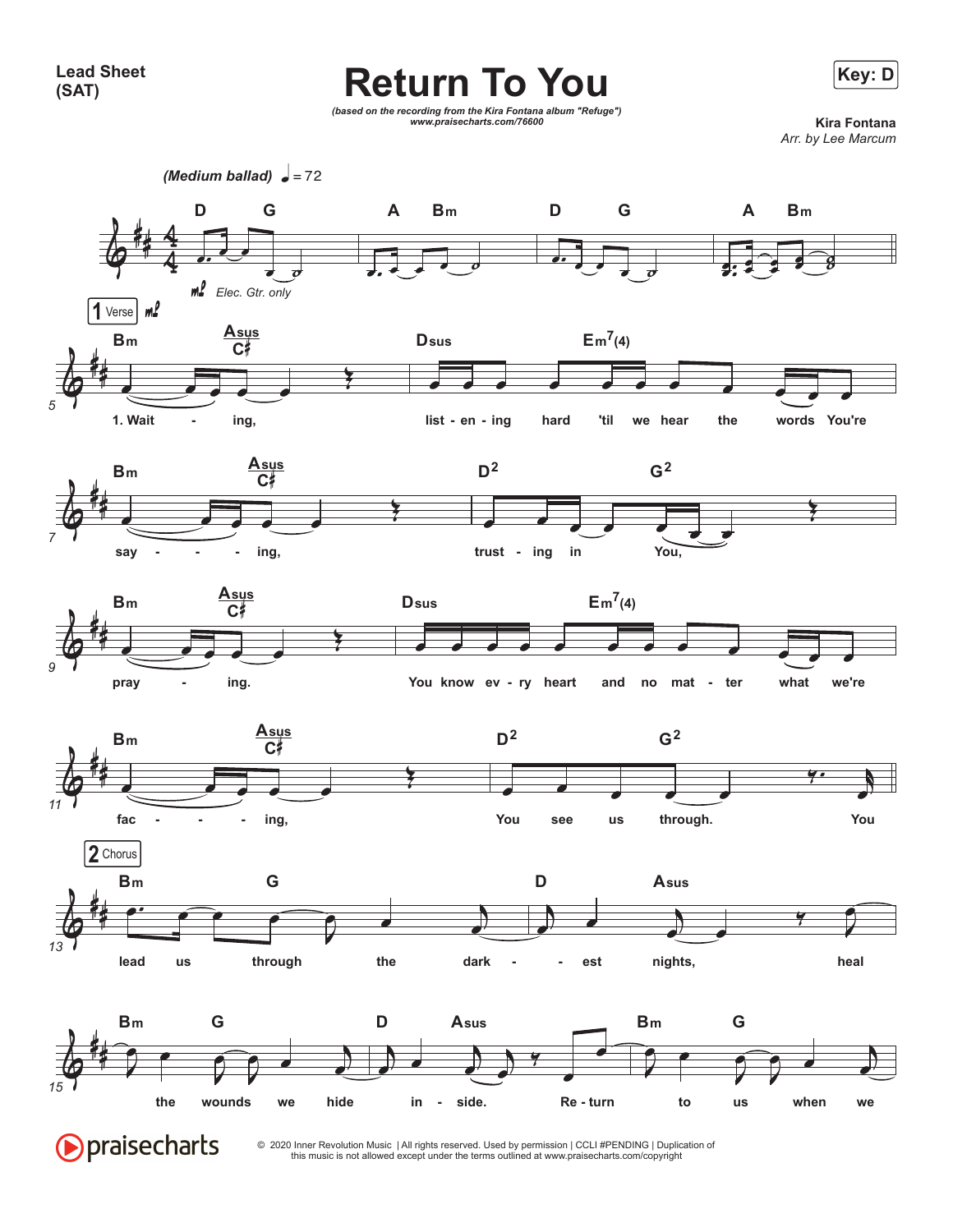Lead Sheet (SAT)

# Return To You

*(based on the recording from the Kira Fontana album "Refuge")*
*www.praisecharts.com/76600*

**Key: D**

**Kira Fontana**
*Arr. by Lee Marcum*

*(Medium ballad)* ♩ = 72

D G | A Bm | D G | A Bm

*mf* *Elec. Gtr. only*

**1 Verse** *mf*

Bm Asus/C♯ | Dsus Em7(4)
1. Wait - ing, list - en - ing hard 'til we hear the words You're

Bm Asus/C♯ | D2 G2
say - - - ing, trust - ing in You,

Bm Asus/C♯ | Dsus Em7(4)
pray - ing. You know ev - ry heart and no mat - ter what we're

Bm Asus/C♯ | D2 G2
fac - - - ing, You see us through. You

**2 Chorus**

Bm G | D Asus
lead us through the dark - - est nights, heal

Bm G | D Asus | Bm G
the wounds we hide in - side. Re - turn to us when we

© 2020 Inner Revolution Music | All rights reserved. Used by permission | CCLI #PENDING | Duplication of this music is not allowed except under the terms outlined at www.praisecharts.com/copyright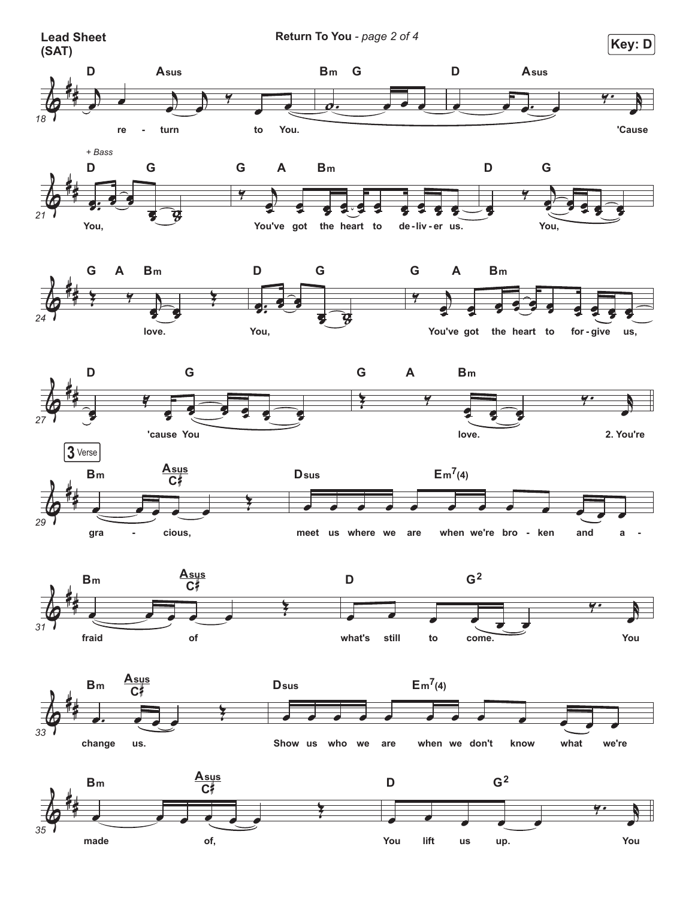**Lead Sheet (SAT)**

**Key: D**

D Asus Bm G D Asus

re - turn to You. 'Cause

*+ Bass*

D G G A Bm D G

You, You've got the heart to de - liv - er us. You,

G A Bm D G G A Bm

love. You, You've got the heart to for - give us,

D G G A Bm

'cause You love. 2. You're

**3 Verse**

Bm Asus/C♯ Dsus Em7(4)

gra - cious, meet us where we are when we're bro - ken and a -

Bm Asus/C♯ D G2

fraid of what's still to come. You

Bm Asus/C♯ Dsus Em7(4)

change us. Show us who we are when we don't know what we're

Bm Asus/C♯ D G2

made of, You lift us up. You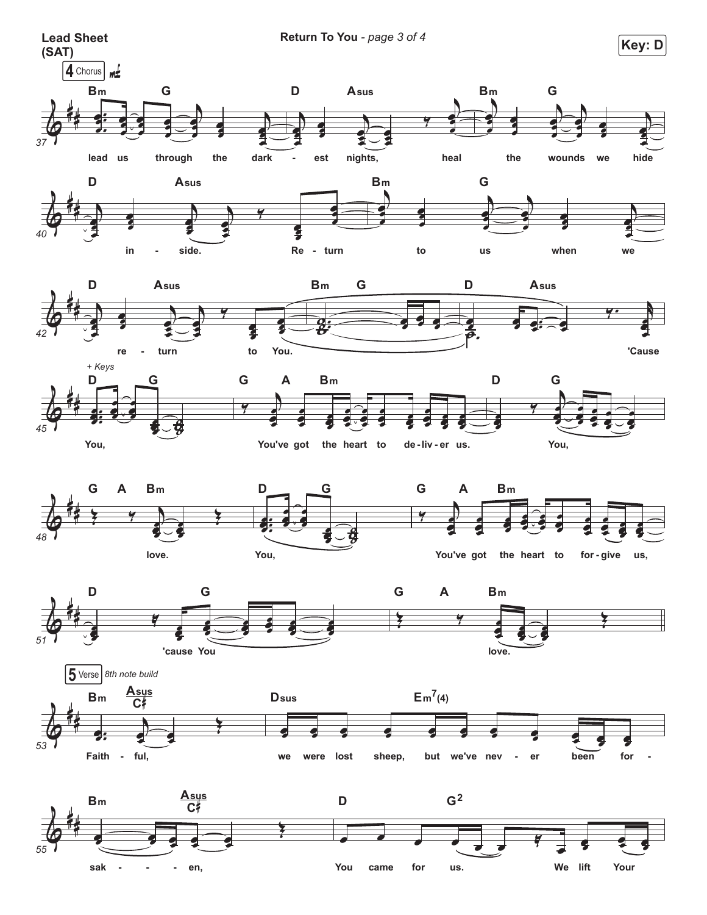**Lead Sheet (SAT)**

**Return To You** - *page 3 of 4*

**Key: D**

**4** Chorus *mf*

37
Bm G D Asus Bm G
lead us through the dark - est nights, heal the wounds we hide

40
D Asus Bm G
in - side. Re - turn to us when we

42
D Asus Bm G D Asus
re - turn to You. 'Cause

45
*+ Keys*
D G G A Bm D G
You, You've got the heart to de - liv - er us. You,

48
G A Bm D G G A Bm
love. You, You've got the heart to for - give us,

51
D G G A Bm
'cause You love.

**5** Verse *8th note build*

53
Bm Asus/C♯ Dsus Em7(4)
Faith - ful, we were lost sheep, but we've nev - er been for -

55
Bm Asus/C♯ D G2
sak - - - en, You came for us. We lift Your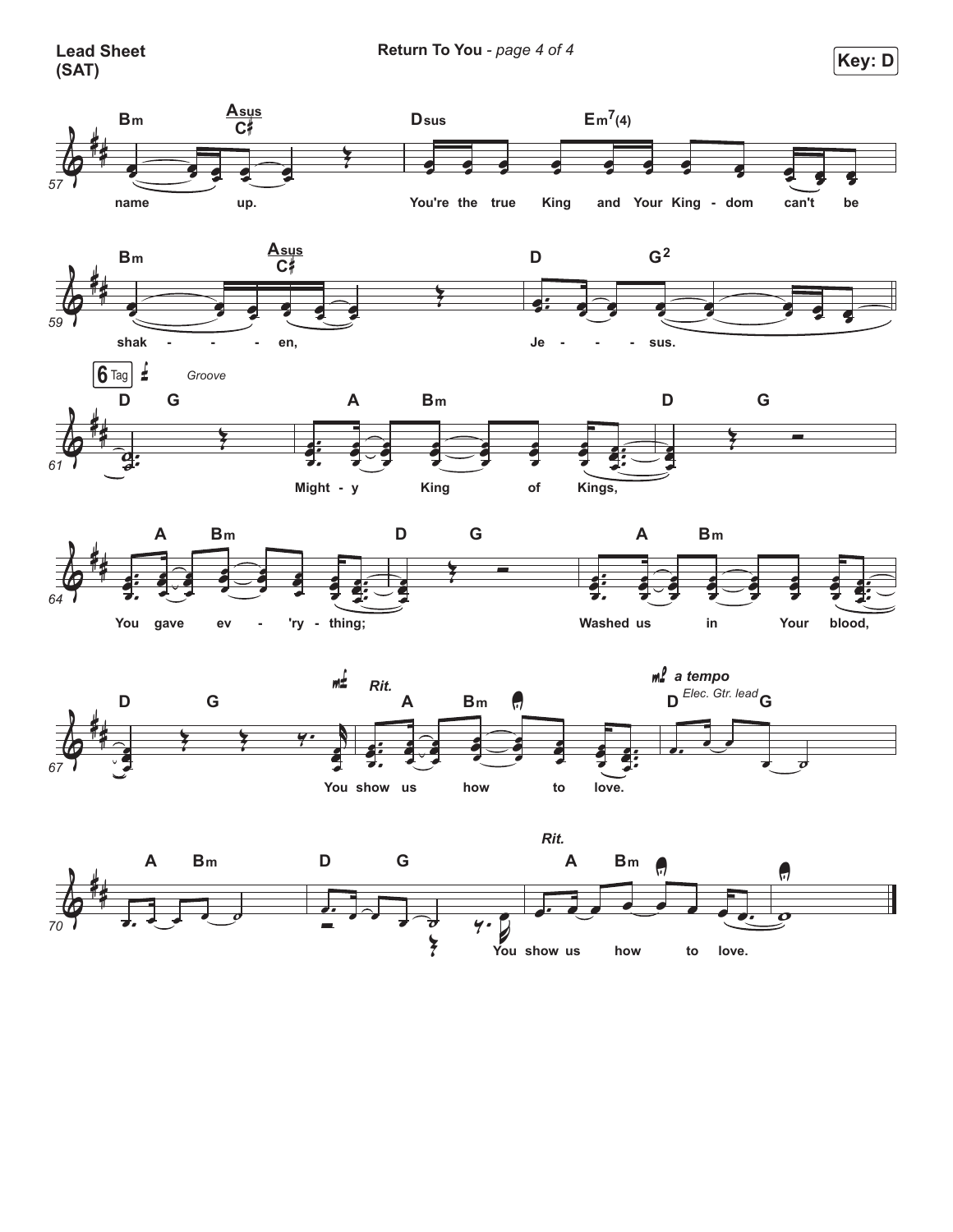**Lead Sheet (SAT)**

**Key: D**

57
Bm Asus/C♯ Dsus Em7(4)
name up. You're the true King and Your King - dom can't be

59
Bm Asus/C♯ D G2
shak - - - en, Je - - - sus.

6 Tag — *Groove*

61
D G A Bm D G
Might - y King of Kings,

64
A Bm D G A Bm
You gave ev - 'ry - thing; Washed us in Your blood,

67
D G *mf* *Rit.* A Bm *mf* *a tempo* D *Elec. Gtr. lead* G
You show us how to love.

70
A Bm D G *Rit.* A Bm
You show us how to love.